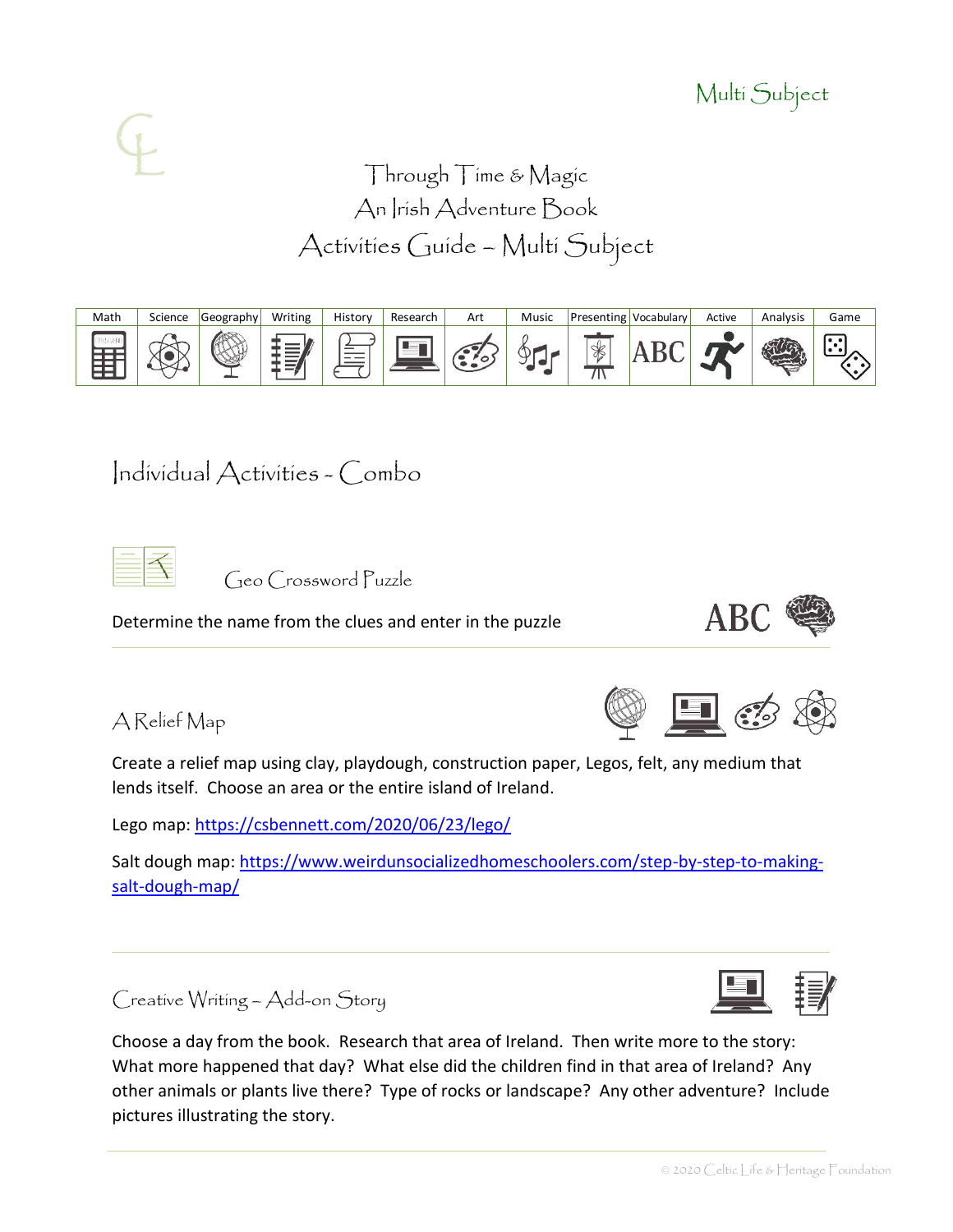Multi Subject

# Through Time & Magic
# An Irish Adventure Book
# Activities Guide – Multi Subject

| Math | Science | Geography | Writing | History | Research | Art | Music | Presenting | Vocabulary | Active | Analysis | Game |
|---|---|---|---|---|---|---|---|---|---|---|---|---|
| | | | | | | | | | ABC | | | |

## Individual Activities - Combo

### Geo Crossword Puzzle

Determine the name from the clues and enter in the puzzle

ABC

---

### A Relief Map

Create a relief map using clay, playdough, construction paper, Legos, felt, any medium that lends itself. Choose an area or the entire island of Ireland.

Lego map: https://csbennett.com/2020/06/23/lego/

Salt dough map: https://www.weirdunsocializedhomeschoolers.com/step-by-step-to-making-salt-dough-map/

---

### Creative Writing – Add-on Story

Choose a day from the book. Research that area of Ireland. Then write more to the story: What more happened that day? What else did the children find in that area of Ireland? Any other animals or plants live there? Type of rocks or landscape? Any other adventure? Include pictures illustrating the story.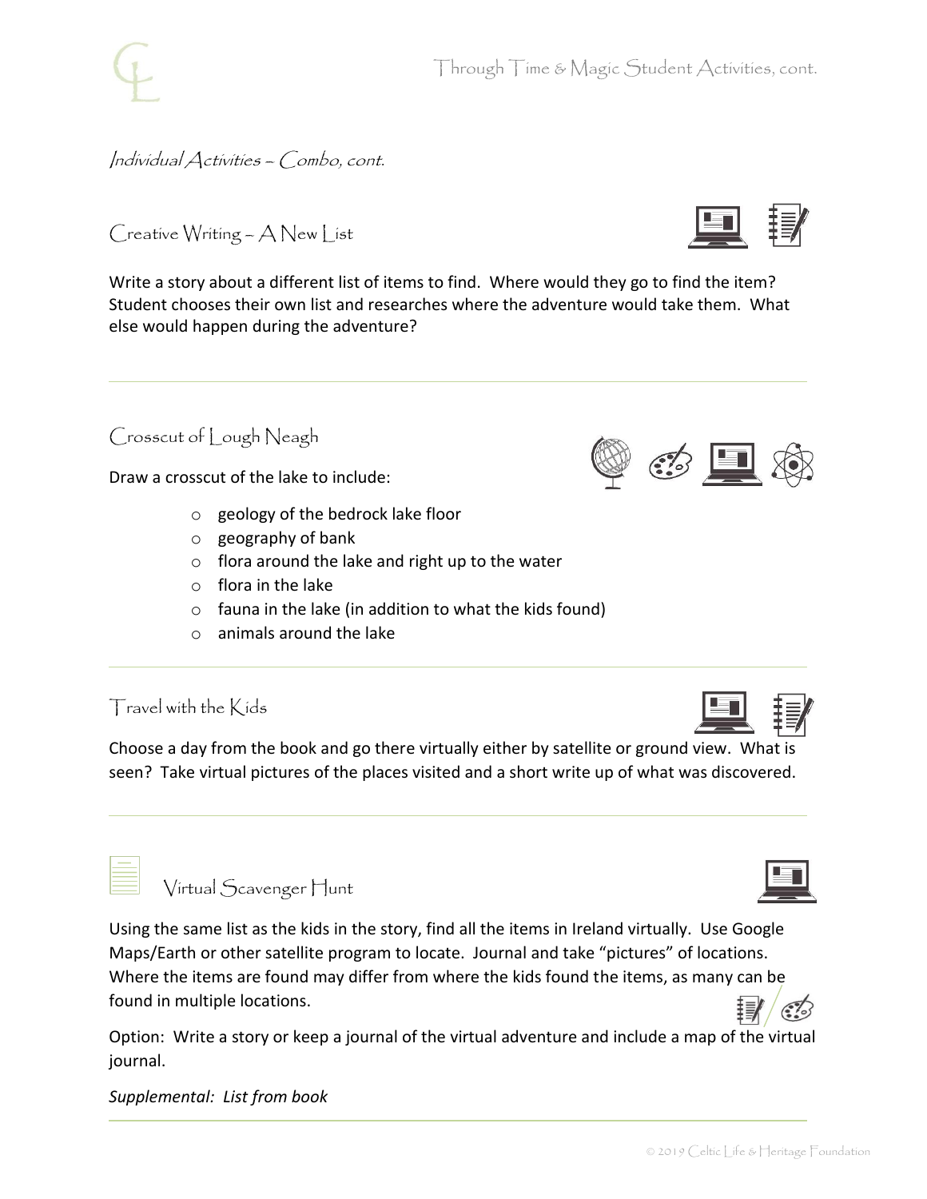*Individual Activities – Combo, cont.*

## Creative Writing – A New List

Write a story about a different list of items to find. Where would they go to find the item? Student chooses their own list and researches where the adventure would take them. What else would happen during the adventure?

---

## Crosscut of Lough Neagh

Draw a crosscut of the lake to include:

- geology of the bedrock lake floor
- geography of bank
- flora around the lake and right up to the water
- flora in the lake
- fauna in the lake (in addition to what the kids found)
- animals around the lake

---

## Travel with the Kids

Choose a day from the book and go there virtually either by satellite or ground view. What is seen? Take virtual pictures of the places visited and a short write up of what was discovered.

---

## Virtual Scavenger Hunt

Using the same list as the kids in the story, find all the items in Ireland virtually. Use Google Maps/Earth or other satellite program to locate. Journal and take "pictures" of locations. Where the items are found may differ from where the kids found the items, as many can be found in multiple locations.

Option: Write a story or keep a journal of the virtual adventure and include a map of the virtual journal.

*Supplemental: List from book*

---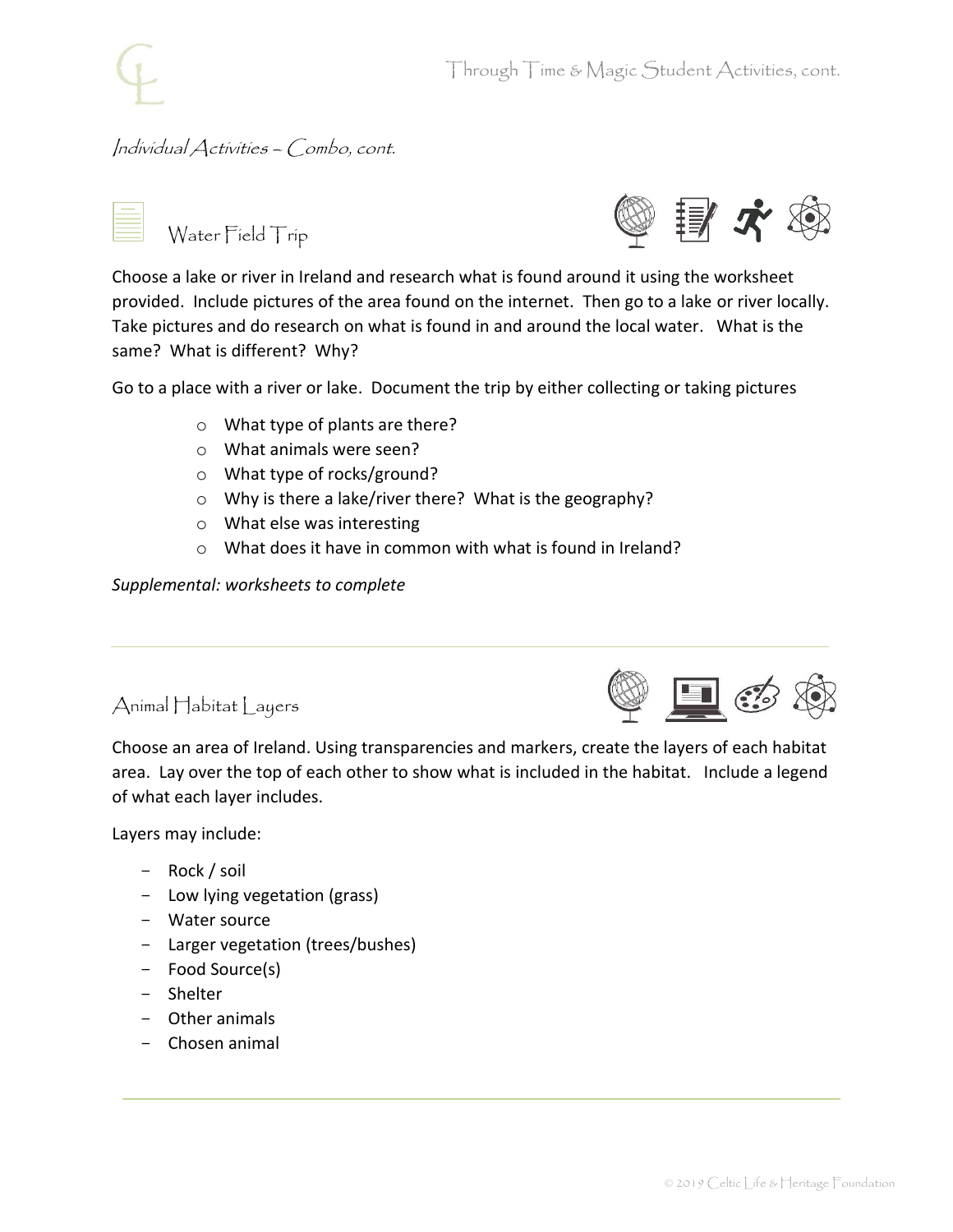*Individual Activities – Combo, cont.*

## Water Field Trip

Choose a lake or river in Ireland and research what is found around it using the worksheet provided. Include pictures of the area found on the internet. Then go to a lake or river locally. Take pictures and do research on what is found in and around the local water. What is the same? What is different? Why?

Go to a place with a river or lake. Document the trip by either collecting or taking pictures

- What type of plants are there?
- What animals were seen?
- What type of rocks/ground?
- Why is there a lake/river there? What is the geography?
- What else was interesting
- What does it have in common with what is found in Ireland?

*Supplemental: worksheets to complete*

---

## Animal Habitat Layers

Choose an area of Ireland. Using transparencies and markers, create the layers of each habitat area. Lay over the top of each other to show what is included in the habitat. Include a legend of what each layer includes.

Layers may include:

- Rock / soil
- Low lying vegetation (grass)
- Water source
- Larger vegetation (trees/bushes)
- Food Source(s)
- Shelter
- Other animals
- Chosen animal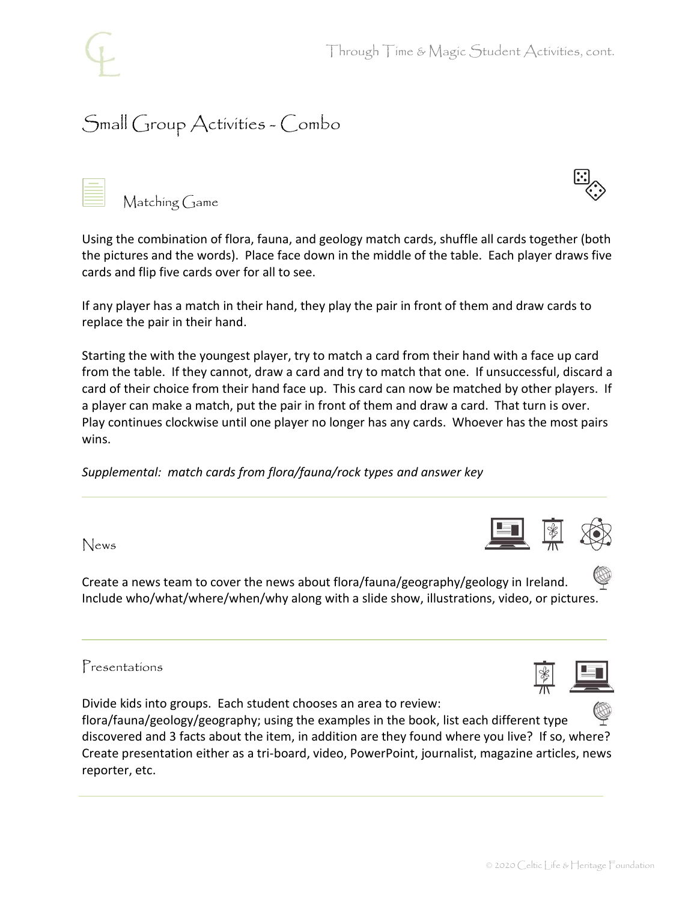## Small Group Activities - Combo

### Matching Game

Using the combination of flora, fauna, and geology match cards, shuffle all cards together (both the pictures and the words). Place face down in the middle of the table. Each player draws five cards and flip five cards over for all to see.

If any player has a match in their hand, they play the pair in front of them and draw cards to replace the pair in their hand.

Starting the with the youngest player, try to match a card from their hand with a face up card from the table. If they cannot, draw a card and try to match that one. If unsuccessful, discard a card of their choice from their hand face up. This card can now be matched by other players. If a player can make a match, put the pair in front of them and draw a card. That turn is over. Play continues clockwise until one player no longer has any cards. Whoever has the most pairs wins.

*Supplemental: match cards from flora/fauna/rock types and answer key*

---

### News

Create a news team to cover the news about flora/fauna/geography/geology in Ireland. Include who/what/where/when/why along with a slide show, illustrations, video, or pictures.

---

### Presentations

Divide kids into groups. Each student chooses an area to review: flora/fauna/geology/geography; using the examples in the book, list each different type discovered and 3 facts about the item, in addition are they found where you live? If so, where? Create presentation either as a tri-board, video, PowerPoint, journalist, magazine articles, news reporter, etc.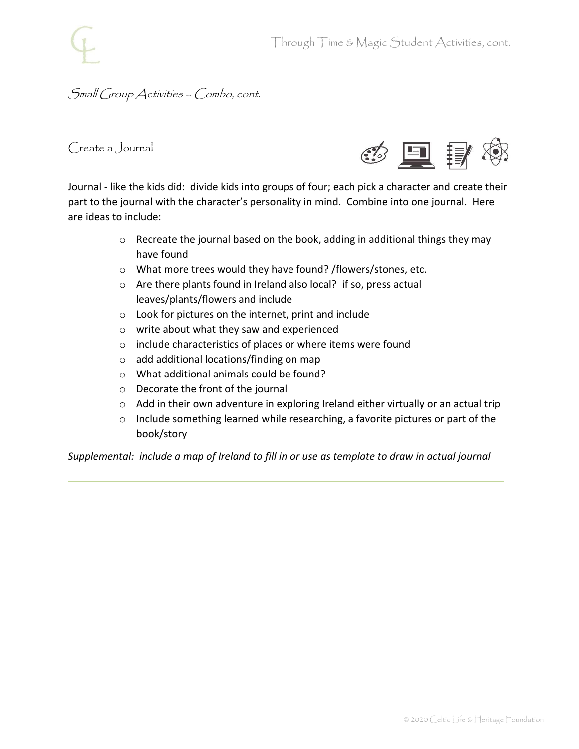## Small Group Activities – Combo, cont.

### Create a Journal

Journal - like the kids did: divide kids into groups of four; each pick a character and create their part to the journal with the character's personality in mind. Combine into one journal. Here are ideas to include:

- Recreate the journal based on the book, adding in additional things they may have found
- What more trees would they have found? /flowers/stones, etc.
- Are there plants found in Ireland also local? if so, press actual leaves/plants/flowers and include
- Look for pictures on the internet, print and include
- write about what they saw and experienced
- include characteristics of places or where items were found
- add additional locations/finding on map
- What additional animals could be found?
- Decorate the front of the journal
- Add in their own adventure in exploring Ireland either virtually or an actual trip
- Include something learned while researching, a favorite pictures or part of the book/story

*Supplemental: include a map of Ireland to fill in or use as template to draw in actual journal*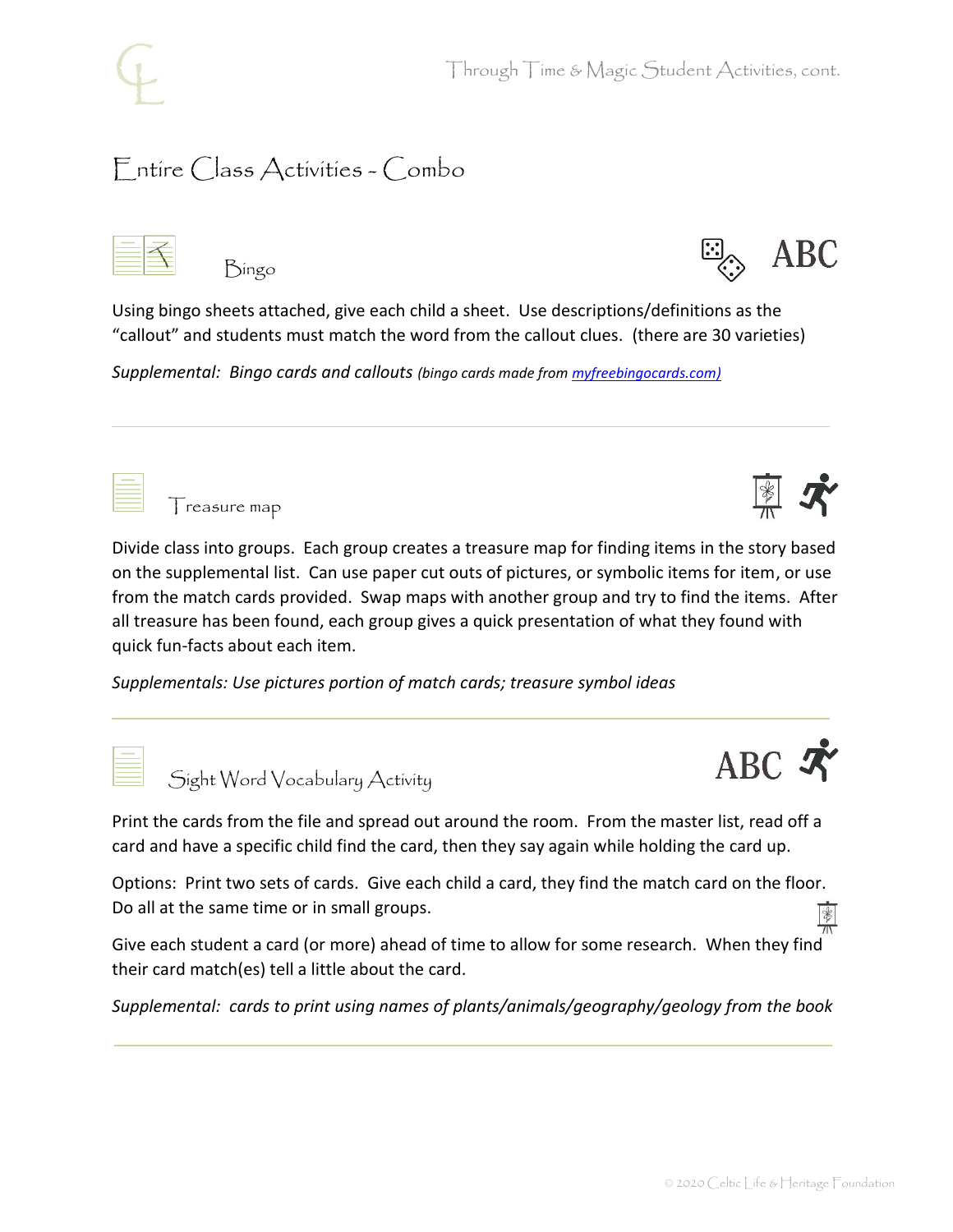# Entire Class Activities - Combo

## Bingo

ABC

Using bingo sheets attached, give each child a sheet. Use descriptions/definitions as the "callout" and students must match the word from the callout clues. (there are 30 varieties)

*Supplemental: Bingo cards and callouts (bingo cards made from myfreebingocards.com)*

---

## Treasure map

Divide class into groups. Each group creates a treasure map for finding items in the story based on the supplemental list. Can use paper cut outs of pictures, or symbolic items for item, or use from the match cards provided. Swap maps with another group and try to find the items. After all treasure has been found, each group gives a quick presentation of what they found with quick fun-facts about each item.

*Supplementals: Use pictures portion of match cards; treasure symbol ideas*

---

## Sight Word Vocabulary Activity

ABC

Print the cards from the file and spread out around the room. From the master list, read off a card and have a specific child find the card, then they say again while holding the card up.

Options: Print two sets of cards. Give each child a card, they find the match card on the floor. Do all at the same time or in small groups.

Give each student a card (or more) ahead of time to allow for some research. When they find their card match(es) tell a little about the card.

*Supplemental: cards to print using names of plants/animals/geography/geology from the book*

---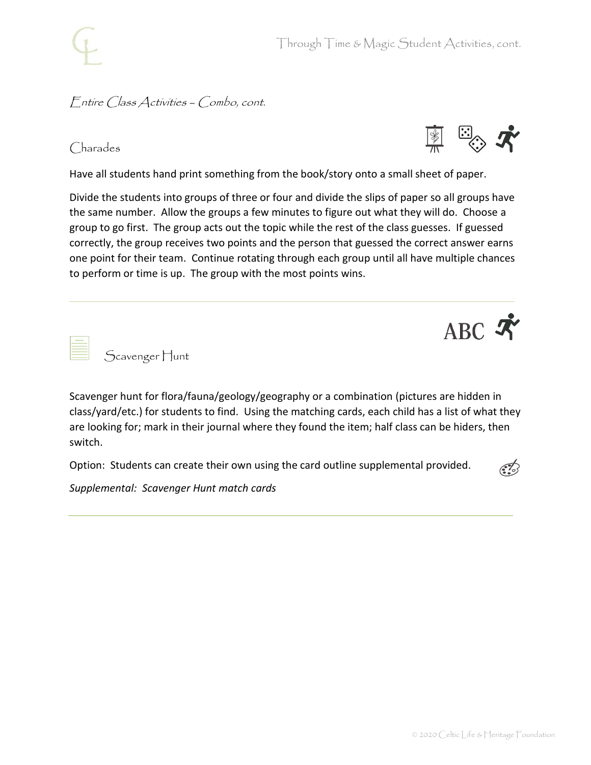*Entire Class Activities – Combo, cont.*

## Charades

Have all students hand print something from the book/story onto a small sheet of paper.

Divide the students into groups of three or four and divide the slips of paper so all groups have the same number. Allow the groups a few minutes to figure out what they will do. Choose a group to go first. The group acts out the topic while the rest of the class guesses. If guessed correctly, the group receives two points and the person that guessed the correct answer earns one point for their team. Continue rotating through each group until all have multiple chances to perform or time is up. The group with the most points wins.

---

ABC

## Scavenger Hunt

Scavenger hunt for flora/fauna/geology/geography or a combination (pictures are hidden in class/yard/etc.) for students to find. Using the matching cards, each child has a list of what they are looking for; mark in their journal where they found the item; half class can be hiders, then switch.

Option: Students can create their own using the card outline supplemental provided.

*Supplemental: Scavenger Hunt match cards*